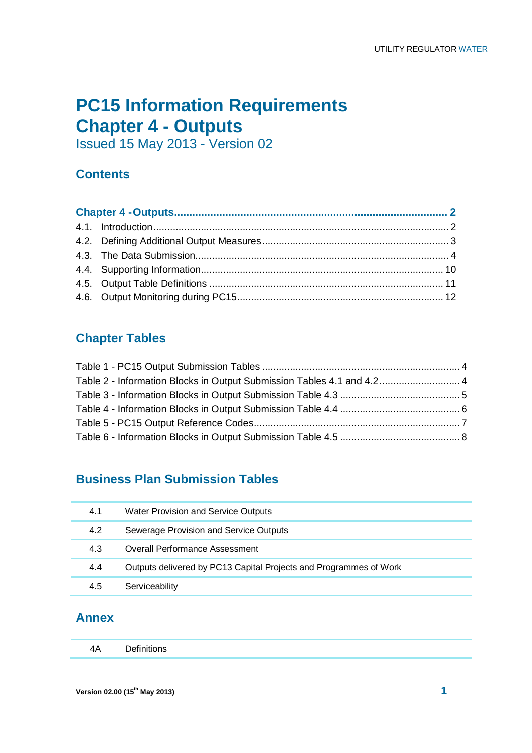# PC15 Information Requirements
# Chapter 4 - Outputs

Issued 15 May 2013 - Version 02

## Contents

**Chapter 4 - Outputs .......... 2**

4.1. Introduction .......... 2

4.2. Defining Additional Output Measures .......... 3

4.3. The Data Submission .......... 4

4.4. Supporting Information .......... 10

4.5. Output Table Definitions .......... 11

4.6. Output Monitoring during PC15 .......... 12

## Chapter Tables

Table 1 - PC15 Output Submission Tables .......... 4

Table 2 - Information Blocks in Output Submission Tables 4.1 and 4.2 .......... 4

Table 3 - Information Blocks in Output Submission Table 4.3 .......... 5

Table 4 - Information Blocks in Output Submission Table 4.4 .......... 6

Table 5 - PC15 Output Reference Codes .......... 7

Table 6 - Information Blocks in Output Submission Table 4.5 .......... 8

## Business Plan Submission Tables

| | |
|---|---|
| 4.1 | Water Provision and Service Outputs |
| 4.2 | Sewerage Provision and Service Outputs |
| 4.3 | Overall Performance Assessment |
| 4.4 | Outputs delivered by PC13 Capital Projects and Programmes of Work |
| 4.5 | Serviceability |

## Annex

| | |
|---|---|
| 4A | Definitions |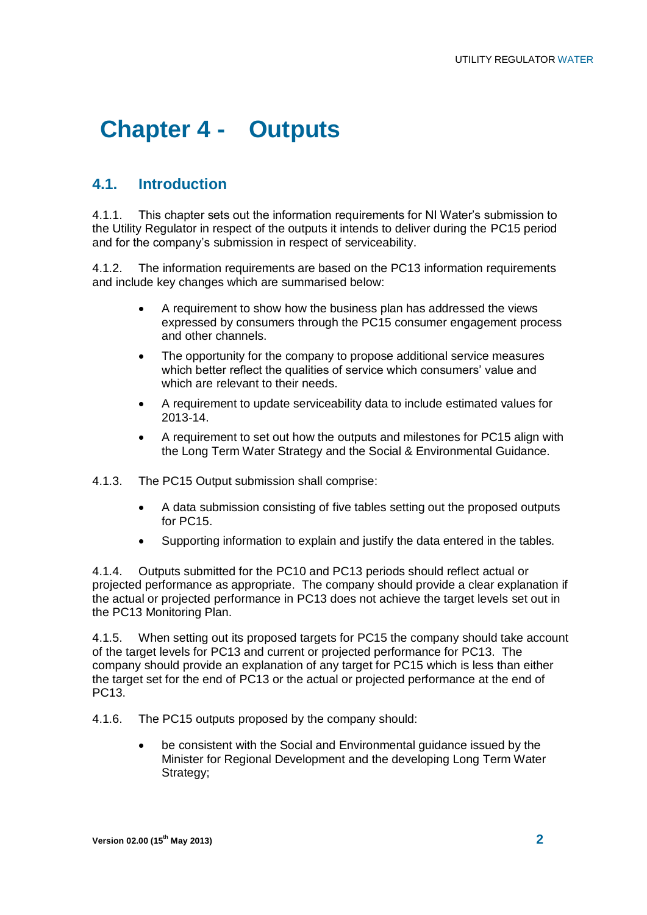# Chapter 4 - Outputs

## 4.1. Introduction

4.1.1. This chapter sets out the information requirements for NI Water's submission to the Utility Regulator in respect of the outputs it intends to deliver during the PC15 period and for the company's submission in respect of serviceability.

4.1.2. The information requirements are based on the PC13 information requirements and include key changes which are summarised below:

- A requirement to show how the business plan has addressed the views expressed by consumers through the PC15 consumer engagement process and other channels.
- The opportunity for the company to propose additional service measures which better reflect the qualities of service which consumers' value and which are relevant to their needs.
- A requirement to update serviceability data to include estimated values for 2013-14.
- A requirement to set out how the outputs and milestones for PC15 align with the Long Term Water Strategy and the Social & Environmental Guidance.

4.1.3. The PC15 Output submission shall comprise:

- A data submission consisting of five tables setting out the proposed outputs for PC15.
- Supporting information to explain and justify the data entered in the tables.

4.1.4. Outputs submitted for the PC10 and PC13 periods should reflect actual or projected performance as appropriate. The company should provide a clear explanation if the actual or projected performance in PC13 does not achieve the target levels set out in the PC13 Monitoring Plan.

4.1.5. When setting out its proposed targets for PC15 the company should take account of the target levels for PC13 and current or projected performance for PC13. The company should provide an explanation of any target for PC15 which is less than either the target set for the end of PC13 or the actual or projected performance at the end of PC13.

4.1.6. The PC15 outputs proposed by the company should:

- be consistent with the Social and Environmental guidance issued by the Minister for Regional Development and the developing Long Term Water Strategy;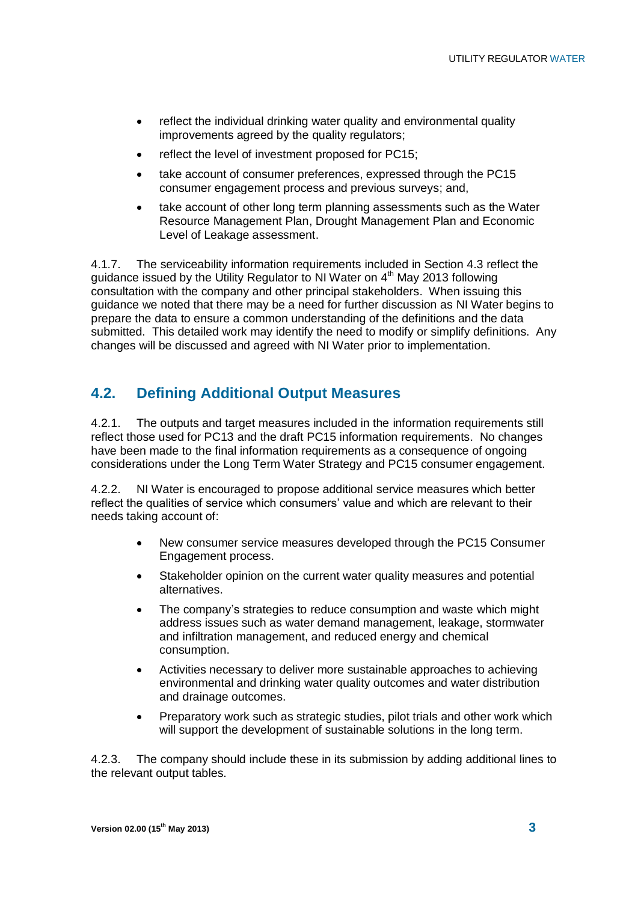- reflect the individual drinking water quality and environmental quality improvements agreed by the quality regulators;
- reflect the level of investment proposed for PC15;
- take account of consumer preferences, expressed through the PC15 consumer engagement process and previous surveys; and,
- take account of other long term planning assessments such as the Water Resource Management Plan, Drought Management Plan and Economic Level of Leakage assessment.

4.1.7. The serviceability information requirements included in Section 4.3 reflect the guidance issued by the Utility Regulator to NI Water on 4th May 2013 following consultation with the company and other principal stakeholders. When issuing this guidance we noted that there may be a need for further discussion as NI Water begins to prepare the data to ensure a common understanding of the definitions and the data submitted. This detailed work may identify the need to modify or simplify definitions. Any changes will be discussed and agreed with NI Water prior to implementation.

## 4.2. Defining Additional Output Measures

4.2.1. The outputs and target measures included in the information requirements still reflect those used for PC13 and the draft PC15 information requirements. No changes have been made to the final information requirements as a consequence of ongoing considerations under the Long Term Water Strategy and PC15 consumer engagement.

4.2.2. NI Water is encouraged to propose additional service measures which better reflect the qualities of service which consumers' value and which are relevant to their needs taking account of:

- New consumer service measures developed through the PC15 Consumer Engagement process.
- Stakeholder opinion on the current water quality measures and potential alternatives.
- The company's strategies to reduce consumption and waste which might address issues such as water demand management, leakage, stormwater and infiltration management, and reduced energy and chemical consumption.
- Activities necessary to deliver more sustainable approaches to achieving environmental and drinking water quality outcomes and water distribution and drainage outcomes.
- Preparatory work such as strategic studies, pilot trials and other work which will support the development of sustainable solutions in the long term.

4.2.3. The company should include these in its submission by adding additional lines to the relevant output tables.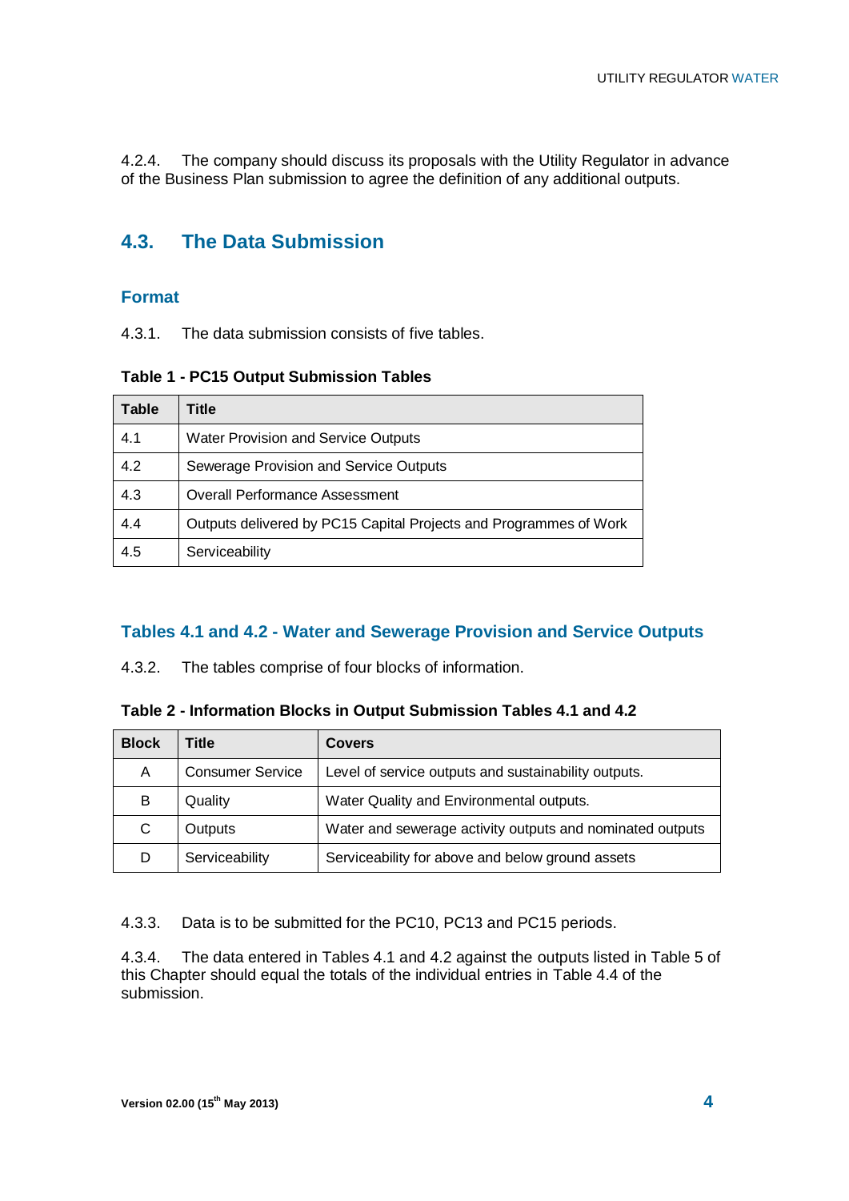4.2.4. The company should discuss its proposals with the Utility Regulator in advance of the Business Plan submission to agree the definition of any additional outputs.

## 4.3. The Data Submission

### Format

4.3.1. The data submission consists of five tables.

**Table 1 - PC15 Output Submission Tables**

| Table | Title |
|---|---|
| 4.1 | Water Provision and Service Outputs |
| 4.2 | Sewerage Provision and Service Outputs |
| 4.3 | Overall Performance Assessment |
| 4.4 | Outputs delivered by PC15 Capital Projects and Programmes of Work |
| 4.5 | Serviceability |

### Tables 4.1 and 4.2 - Water and Sewerage Provision and Service Outputs

4.3.2. The tables comprise of four blocks of information.

**Table 2 - Information Blocks in Output Submission Tables 4.1 and 4.2**

| Block | Title | Covers |
|---|---|---|
| A | Consumer Service | Level of service outputs and sustainability outputs. |
| B | Quality | Water Quality and Environmental outputs. |
| C | Outputs | Water and sewerage activity outputs and nominated outputs |
| D | Serviceability | Serviceability for above and below ground assets |

4.3.3. Data is to be submitted for the PC10, PC13 and PC15 periods.

4.3.4. The data entered in Tables 4.1 and 4.2 against the outputs listed in Table 5 of this Chapter should equal the totals of the individual entries in Table 4.4 of the submission.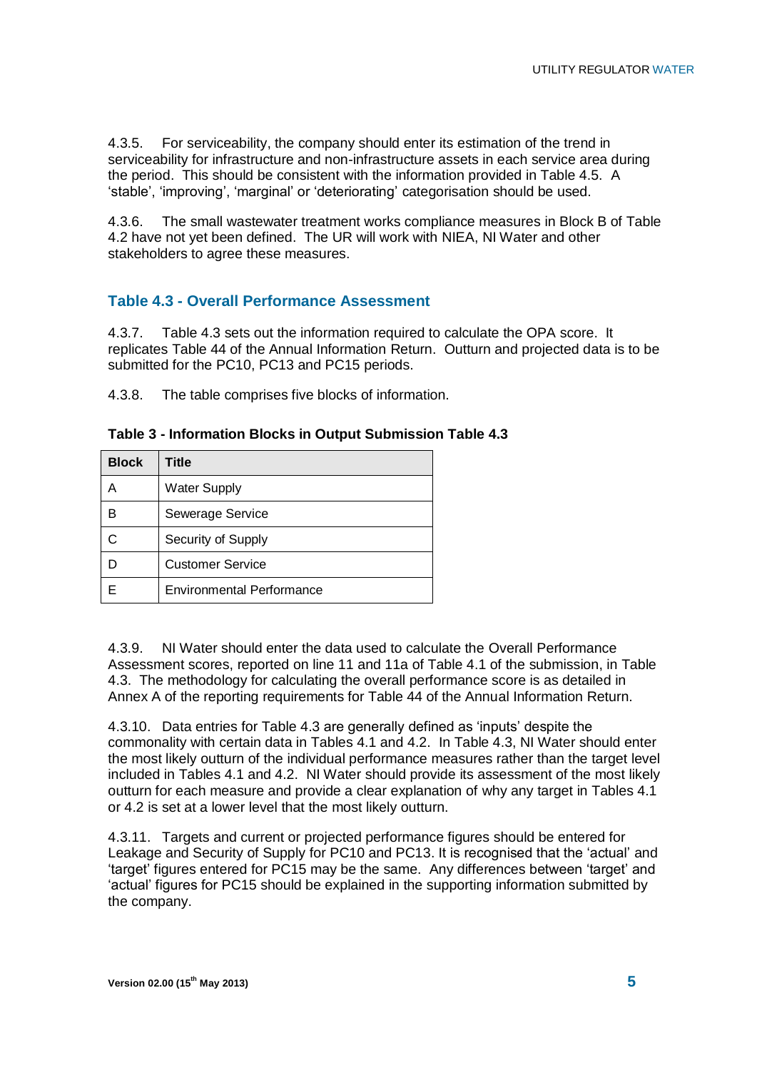4.3.5. For serviceability, the company should enter its estimation of the trend in serviceability for infrastructure and non-infrastructure assets in each service area during the period. This should be consistent with the information provided in Table 4.5. A 'stable', 'improving', 'marginal' or 'deteriorating' categorisation should be used.

4.3.6. The small wastewater treatment works compliance measures in Block B of Table 4.2 have not yet been defined. The UR will work with NIEA, NI Water and other stakeholders to agree these measures.

## Table 4.3 - Overall Performance Assessment

4.3.7. Table 4.3 sets out the information required to calculate the OPA score. It replicates Table 44 of the Annual Information Return. Outturn and projected data is to be submitted for the PC10, PC13 and PC15 periods.

4.3.8. The table comprises five blocks of information.

**Table 3 - Information Blocks in Output Submission Table 4.3**

| Block | Title |
|---|---|
| A | Water Supply |
| B | Sewerage Service |
| C | Security of Supply |
| D | Customer Service |
| E | Environmental Performance |

4.3.9. NI Water should enter the data used to calculate the Overall Performance Assessment scores, reported on line 11 and 11a of Table 4.1 of the submission, in Table 4.3. The methodology for calculating the overall performance score is as detailed in Annex A of the reporting requirements for Table 44 of the Annual Information Return.

4.3.10. Data entries for Table 4.3 are generally defined as 'inputs' despite the commonality with certain data in Tables 4.1 and 4.2. In Table 4.3, NI Water should enter the most likely outturn of the individual performance measures rather than the target level included in Tables 4.1 and 4.2. NI Water should provide its assessment of the most likely outturn for each measure and provide a clear explanation of why any target in Tables 4.1 or 4.2 is set at a lower level that the most likely outturn.

4.3.11. Targets and current or projected performance figures should be entered for Leakage and Security of Supply for PC10 and PC13. It is recognised that the 'actual' and 'target' figures entered for PC15 may be the same. Any differences between 'target' and 'actual' figures for PC15 should be explained in the supporting information submitted by the company.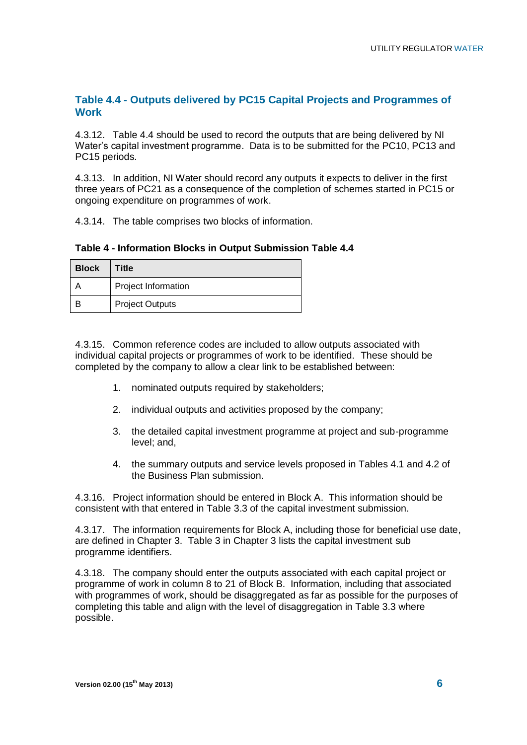## Table 4.4 - Outputs delivered by PC15 Capital Projects and Programmes of Work

4.3.12. Table 4.4 should be used to record the outputs that are being delivered by NI Water's capital investment programme. Data is to be submitted for the PC10, PC13 and PC15 periods.

4.3.13. In addition, NI Water should record any outputs it expects to deliver in the first three years of PC21 as a consequence of the completion of schemes started in PC15 or ongoing expenditure on programmes of work.

4.3.14. The table comprises two blocks of information.

**Table 4 - Information Blocks in Output Submission Table 4.4**

| Block | Title |
|---|---|
| A | Project Information |
| B | Project Outputs |

4.3.15. Common reference codes are included to allow outputs associated with individual capital projects or programmes of work to be identified. These should be completed by the company to allow a clear link to be established between:

1. nominated outputs required by stakeholders;
2. individual outputs and activities proposed by the company;
3. the detailed capital investment programme at project and sub-programme level; and,
4. the summary outputs and service levels proposed in Tables 4.1 and 4.2 of the Business Plan submission.

4.3.16. Project information should be entered in Block A. This information should be consistent with that entered in Table 3.3 of the capital investment submission.

4.3.17. The information requirements for Block A, including those for beneficial use date, are defined in Chapter 3. Table 3 in Chapter 3 lists the capital investment sub programme identifiers.

4.3.18. The company should enter the outputs associated with each capital project or programme of work in column 8 to 21 of Block B. Information, including that associated with programmes of work, should be disaggregated as far as possible for the purposes of completing this table and align with the level of disaggregation in Table 3.3 where possible.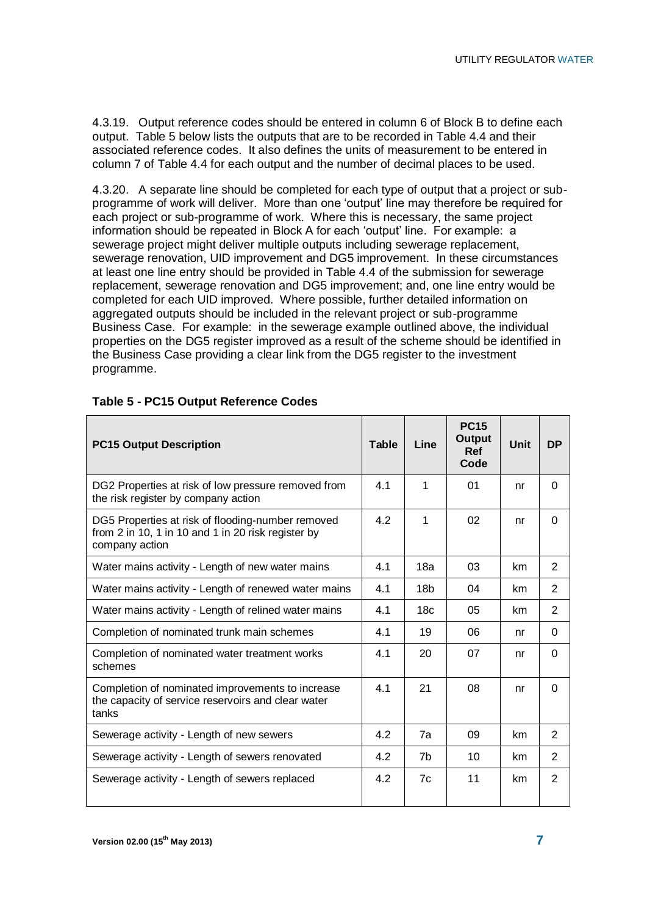4.3.19. Output reference codes should be entered in column 6 of Block B to define each output. Table 5 below lists the outputs that are to be recorded in Table 4.4 and their associated reference codes. It also defines the units of measurement to be entered in column 7 of Table 4.4 for each output and the number of decimal places to be used.

4.3.20. A separate line should be completed for each type of output that a project or sub-programme of work will deliver. More than one 'output' line may therefore be required for each project or sub-programme of work. Where this is necessary, the same project information should be repeated in Block A for each 'output' line. For example: a sewerage project might deliver multiple outputs including sewerage replacement, sewerage renovation, UID improvement and DG5 improvement. In these circumstances at least one line entry should be provided in Table 4.4 of the submission for sewerage replacement, sewerage renovation and DG5 improvement; and, one line entry would be completed for each UID improved. Where possible, further detailed information on aggregated outputs should be included in the relevant project or sub-programme Business Case. For example: in the sewerage example outlined above, the individual properties on the DG5 register improved as a result of the scheme should be identified in the Business Case providing a clear link from the DG5 register to the investment programme.

**Table 5 - PC15 Output Reference Codes**

| PC15 Output Description | Table | Line | PC15 Output Ref Code | Unit | DP |
|---|---|---|---|---|---|
| DG2 Properties at risk of low pressure removed from the risk register by company action | 4.1 | 1 | 01 | nr | 0 |
| DG5 Properties at risk of flooding-number removed from 2 in 10, 1 in 10 and 1 in 20 risk register by company action | 4.2 | 1 | 02 | nr | 0 |
| Water mains activity - Length of new water mains | 4.1 | 18a | 03 | km | 2 |
| Water mains activity - Length of renewed water mains | 4.1 | 18b | 04 | km | 2 |
| Water mains activity - Length of relined water mains | 4.1 | 18c | 05 | km | 2 |
| Completion of nominated trunk main schemes | 4.1 | 19 | 06 | nr | 0 |
| Completion of nominated water treatment works schemes | 4.1 | 20 | 07 | nr | 0 |
| Completion of nominated improvements to increase the capacity of service reservoirs and clear water tanks | 4.1 | 21 | 08 | nr | 0 |
| Sewerage activity - Length of new sewers | 4.2 | 7a | 09 | km | 2 |
| Sewerage activity - Length of sewers renovated | 4.2 | 7b | 10 | km | 2 |
| Sewerage activity - Length of sewers replaced | 4.2 | 7c | 11 | km | 2 |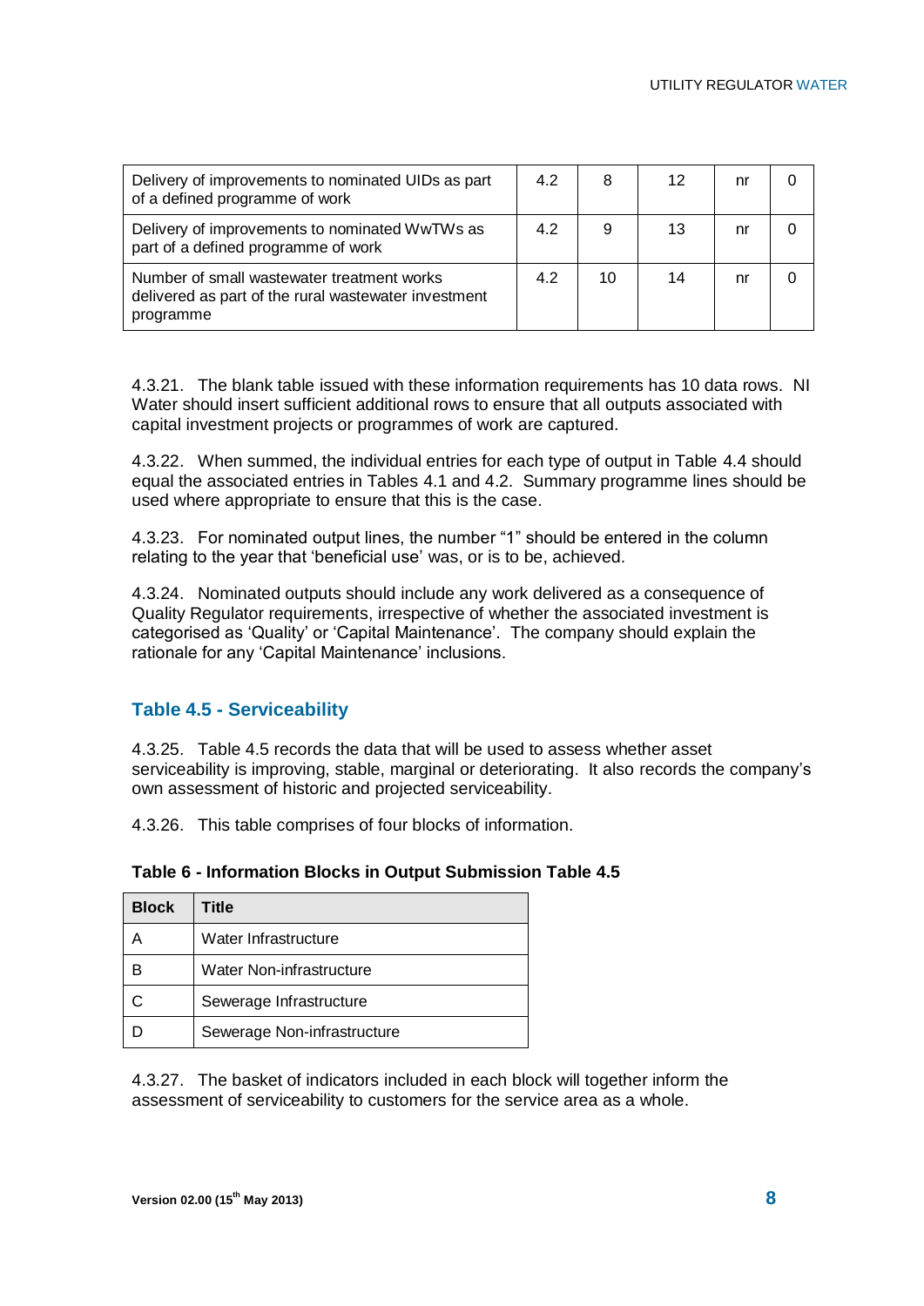| | | | | | |
|---|---|---|---|---|---|
| Delivery of improvements to nominated UIDs as part of a defined programme of work | 4.2 | 8 | 12 | nr | 0 |
| Delivery of improvements to nominated WwTWs as part of a defined programme of work | 4.2 | 9 | 13 | nr | 0 |
| Number of small wastewater treatment works delivered as part of the rural wastewater investment programme | 4.2 | 10 | 14 | nr | 0 |

4.3.21. The blank table issued with these information requirements has 10 data rows. NI Water should insert sufficient additional rows to ensure that all outputs associated with capital investment projects or programmes of work are captured.

4.3.22. When summed, the individual entries for each type of output in Table 4.4 should equal the associated entries in Tables 4.1 and 4.2. Summary programme lines should be used where appropriate to ensure that this is the case.

4.3.23. For nominated output lines, the number "1" should be entered in the column relating to the year that 'beneficial use' was, or is to be, achieved.

4.3.24. Nominated outputs should include any work delivered as a consequence of Quality Regulator requirements, irrespective of whether the associated investment is categorised as 'Quality' or 'Capital Maintenance'. The company should explain the rationale for any 'Capital Maintenance' inclusions.

### Table 4.5 - Serviceability

4.3.25. Table 4.5 records the data that will be used to assess whether asset serviceability is improving, stable, marginal or deteriorating. It also records the company's own assessment of historic and projected serviceability.

4.3.26. This table comprises of four blocks of information.

**Table 6 - Information Blocks in Output Submission Table 4.5**

| Block | Title |
|---|---|
| A | Water Infrastructure |
| B | Water Non-infrastructure |
| C | Sewerage Infrastructure |
| D | Sewerage Non-infrastructure |

4.3.27. The basket of indicators included in each block will together inform the assessment of serviceability to customers for the service area as a whole.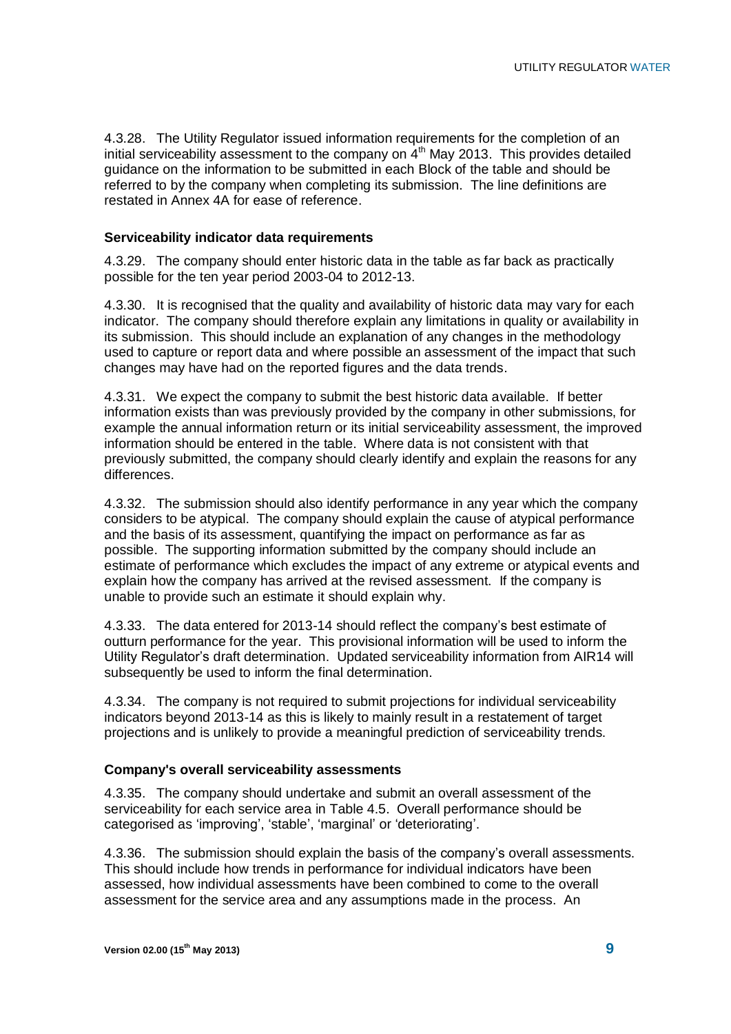4.3.28. The Utility Regulator issued information requirements for the completion of an initial serviceability assessment to the company on 4th May 2013. This provides detailed guidance on the information to be submitted in each Block of the table and should be referred to by the company when completing its submission. The line definitions are restated in Annex 4A for ease of reference.

### Serviceability indicator data requirements

4.3.29. The company should enter historic data in the table as far back as practically possible for the ten year period 2003-04 to 2012-13.

4.3.30. It is recognised that the quality and availability of historic data may vary for each indicator. The company should therefore explain any limitations in quality or availability in its submission. This should include an explanation of any changes in the methodology used to capture or report data and where possible an assessment of the impact that such changes may have had on the reported figures and the data trends.

4.3.31. We expect the company to submit the best historic data available. If better information exists than was previously provided by the company in other submissions, for example the annual information return or its initial serviceability assessment, the improved information should be entered in the table. Where data is not consistent with that previously submitted, the company should clearly identify and explain the reasons for any differences.

4.3.32. The submission should also identify performance in any year which the company considers to be atypical. The company should explain the cause of atypical performance and the basis of its assessment, quantifying the impact on performance as far as possible. The supporting information submitted by the company should include an estimate of performance which excludes the impact of any extreme or atypical events and explain how the company has arrived at the revised assessment. If the company is unable to provide such an estimate it should explain why.

4.3.33. The data entered for 2013-14 should reflect the company's best estimate of outturn performance for the year. This provisional information will be used to inform the Utility Regulator's draft determination. Updated serviceability information from AIR14 will subsequently be used to inform the final determination.

4.3.34. The company is not required to submit projections for individual serviceability indicators beyond 2013-14 as this is likely to mainly result in a restatement of target projections and is unlikely to provide a meaningful prediction of serviceability trends.

### Company's overall serviceability assessments

4.3.35. The company should undertake and submit an overall assessment of the serviceability for each service area in Table 4.5. Overall performance should be categorised as 'improving', 'stable', 'marginal' or 'deteriorating'.

4.3.36. The submission should explain the basis of the company's overall assessments. This should include how trends in performance for individual indicators have been assessed, how individual assessments have been combined to come to the overall assessment for the service area and any assumptions made in the process. An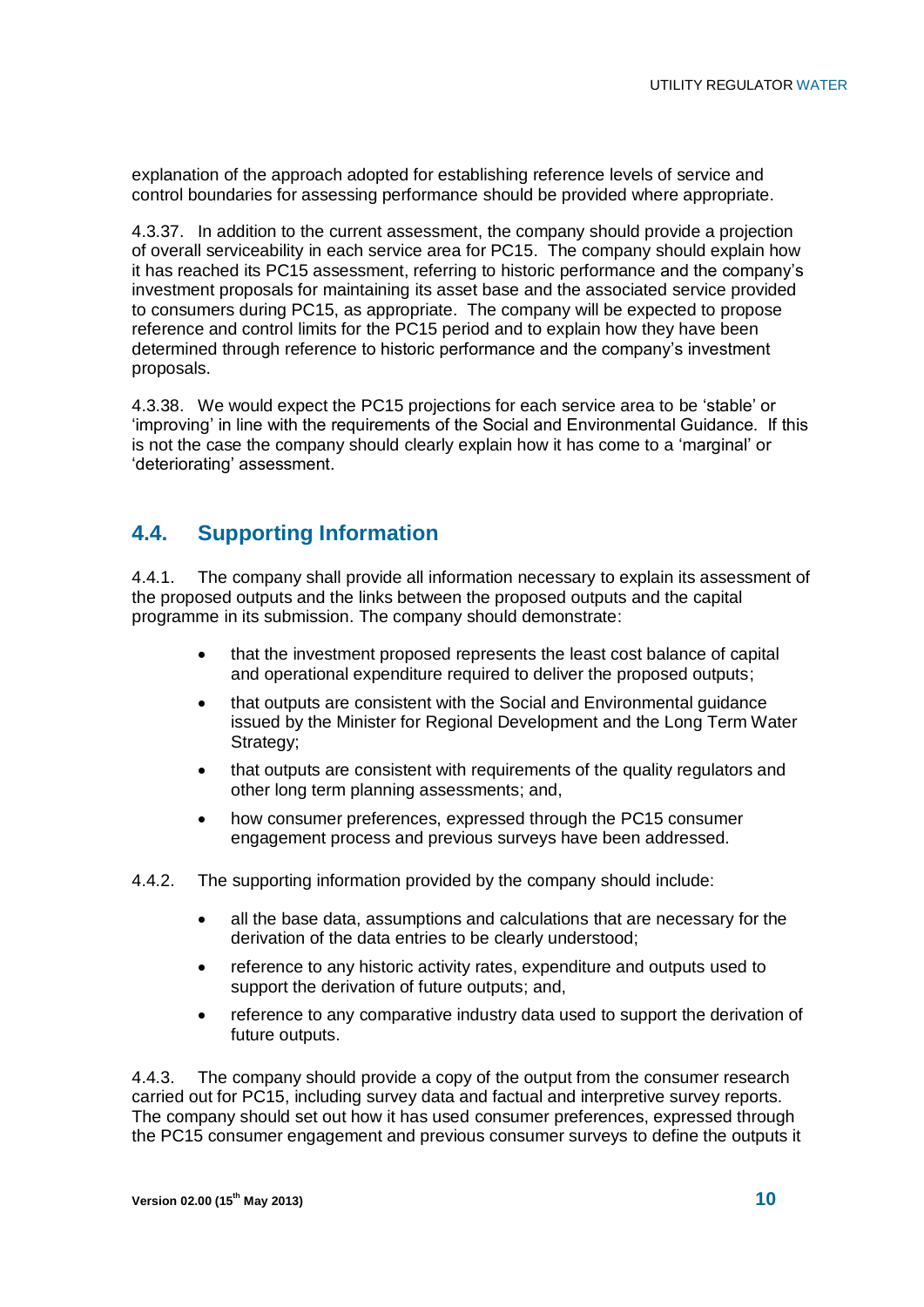explanation of the approach adopted for establishing reference levels of service and control boundaries for assessing performance should be provided where appropriate.

4.3.37. In addition to the current assessment, the company should provide a projection of overall serviceability in each service area for PC15. The company should explain how it has reached its PC15 assessment, referring to historic performance and the company's investment proposals for maintaining its asset base and the associated service provided to consumers during PC15, as appropriate. The company will be expected to propose reference and control limits for the PC15 period and to explain how they have been determined through reference to historic performance and the company's investment proposals.

4.3.38. We would expect the PC15 projections for each service area to be 'stable' or 'improving' in line with the requirements of the Social and Environmental Guidance. If this is not the case the company should clearly explain how it has come to a 'marginal' or 'deteriorating' assessment.

## 4.4. Supporting Information

4.4.1. The company shall provide all information necessary to explain its assessment of the proposed outputs and the links between the proposed outputs and the capital programme in its submission. The company should demonstrate:

- that the investment proposed represents the least cost balance of capital and operational expenditure required to deliver the proposed outputs;
- that outputs are consistent with the Social and Environmental guidance issued by the Minister for Regional Development and the Long Term Water Strategy;
- that outputs are consistent with requirements of the quality regulators and other long term planning assessments; and,
- how consumer preferences, expressed through the PC15 consumer engagement process and previous surveys have been addressed.

4.4.2. The supporting information provided by the company should include:

- all the base data, assumptions and calculations that are necessary for the derivation of the data entries to be clearly understood;
- reference to any historic activity rates, expenditure and outputs used to support the derivation of future outputs; and,
- reference to any comparative industry data used to support the derivation of future outputs.

4.4.3. The company should provide a copy of the output from the consumer research carried out for PC15, including survey data and factual and interpretive survey reports. The company should set out how it has used consumer preferences, expressed through the PC15 consumer engagement and previous consumer surveys to define the outputs it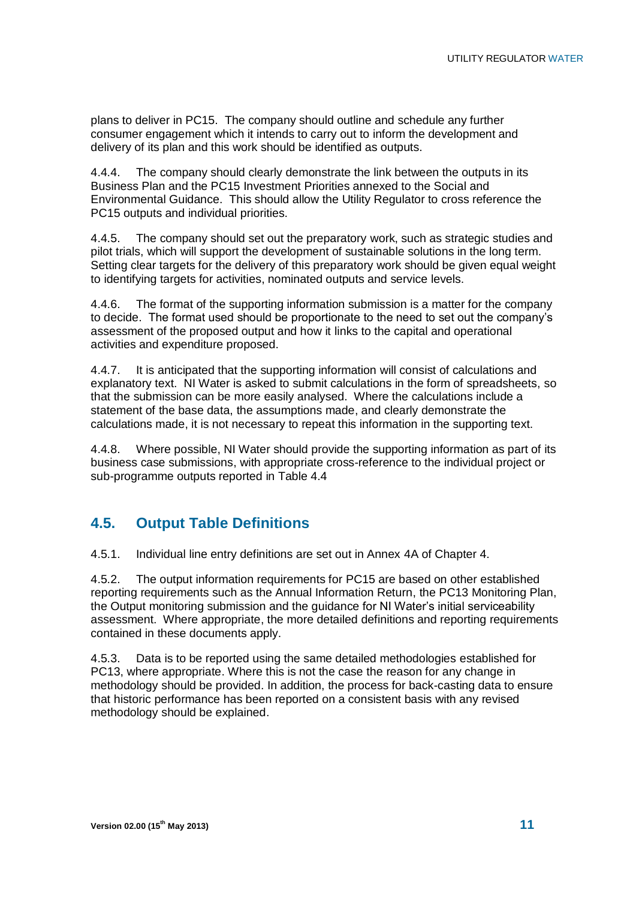plans to deliver in PC15. The company should outline and schedule any further consumer engagement which it intends to carry out to inform the development and delivery of its plan and this work should be identified as outputs.

4.4.4. The company should clearly demonstrate the link between the outputs in its Business Plan and the PC15 Investment Priorities annexed to the Social and Environmental Guidance. This should allow the Utility Regulator to cross reference the PC15 outputs and individual priorities.

4.4.5. The company should set out the preparatory work, such as strategic studies and pilot trials, which will support the development of sustainable solutions in the long term. Setting clear targets for the delivery of this preparatory work should be given equal weight to identifying targets for activities, nominated outputs and service levels.

4.4.6. The format of the supporting information submission is a matter for the company to decide. The format used should be proportionate to the need to set out the company's assessment of the proposed output and how it links to the capital and operational activities and expenditure proposed.

4.4.7. It is anticipated that the supporting information will consist of calculations and explanatory text. NI Water is asked to submit calculations in the form of spreadsheets, so that the submission can be more easily analysed. Where the calculations include a statement of the base data, the assumptions made, and clearly demonstrate the calculations made, it is not necessary to repeat this information in the supporting text.

4.4.8. Where possible, NI Water should provide the supporting information as part of its business case submissions, with appropriate cross-reference to the individual project or sub-programme outputs reported in Table 4.4

## 4.5. Output Table Definitions

4.5.1. Individual line entry definitions are set out in Annex 4A of Chapter 4.

4.5.2. The output information requirements for PC15 are based on other established reporting requirements such as the Annual Information Return, the PC13 Monitoring Plan, the Output monitoring submission and the guidance for NI Water's initial serviceability assessment. Where appropriate, the more detailed definitions and reporting requirements contained in these documents apply.

4.5.3. Data is to be reported using the same detailed methodologies established for PC13, where appropriate. Where this is not the case the reason for any change in methodology should be provided. In addition, the process for back-casting data to ensure that historic performance has been reported on a consistent basis with any revised methodology should be explained.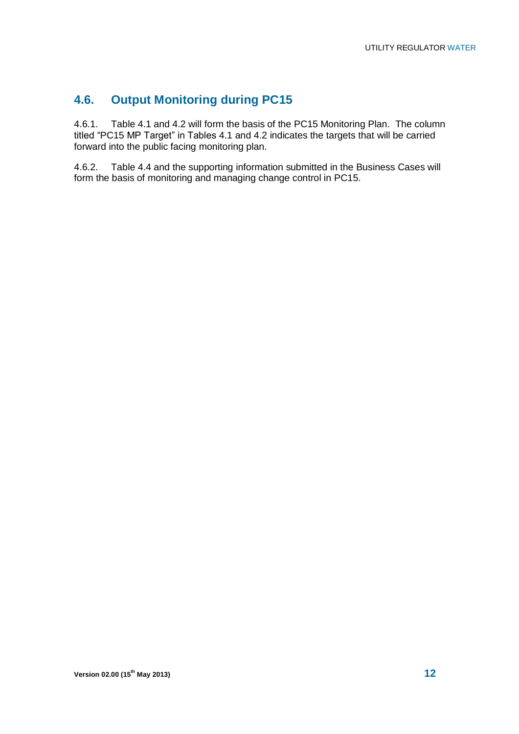## 4.6. Output Monitoring during PC15

4.6.1. Table 4.1 and 4.2 will form the basis of the PC15 Monitoring Plan. The column titled "PC15 MP Target" in Tables 4.1 and 4.2 indicates the targets that will be carried forward into the public facing monitoring plan.

4.6.2. Table 4.4 and the supporting information submitted in the Business Cases will form the basis of monitoring and managing change control in PC15.